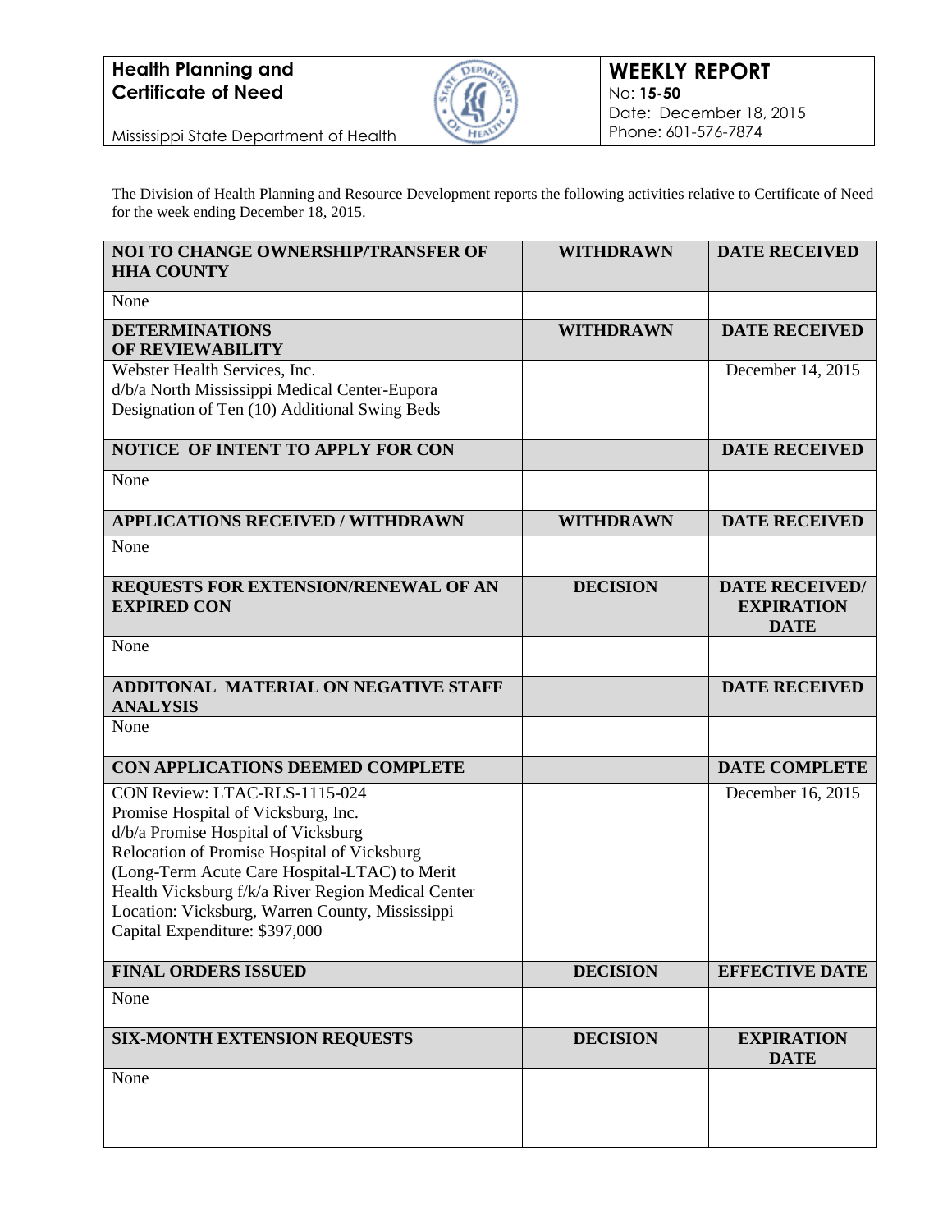**Health Planning and Certificate of Need**

Mississippi State Department of Health

**WEEKLY REPORT**
No: **15-50**
Date: December 18, 2015
Phone: 601-576-7874

The Division of Health Planning and Resource Development reports the following activities relative to Certificate of Need for the week ending December 18, 2015.

| **NOI TO CHANGE OWNERSHIP/TRANSFER OF HHA COUNTY** | **WITHDRAWN** | **DATE RECEIVED** |
|---|---|---|
| None | | |
| **DETERMINATIONS OF REVIEWABILITY** | **WITHDRAWN** | **DATE RECEIVED** |
| Webster Health Services, Inc.<br>d/b/a North Mississippi Medical Center-Eupora<br>Designation of Ten (10) Additional Swing Beds | | December 14, 2015 |
| **NOTICE OF INTENT TO APPLY FOR CON** | | **DATE RECEIVED** |
| None | | |
| **APPLICATIONS RECEIVED / WITHDRAWN** | **WITHDRAWN** | **DATE RECEIVED** |
| None | | |
| **REQUESTS FOR EXTENSION/RENEWAL OF AN EXPIRED CON** | **DECISION** | **DATE RECEIVED/ EXPIRATION DATE** |
| None | | |
| **ADDITONAL MATERIAL ON NEGATIVE STAFF ANALYSIS** | | **DATE RECEIVED** |
| None | | |
| **CON APPLICATIONS DEEMED COMPLETE** | | **DATE COMPLETE** |
| CON Review: LTAC-RLS-1115-024<br>Promise Hospital of Vicksburg, Inc.<br>d/b/a Promise Hospital of Vicksburg<br>Relocation of Promise Hospital of Vicksburg (Long-Term Acute Care Hospital-LTAC) to Merit Health Vicksburg f/k/a River Region Medical Center<br>Location: Vicksburg, Warren County, Mississippi<br>Capital Expenditure: $397,000 | | December 16, 2015 |
| **FINAL ORDERS ISSUED** | **DECISION** | **EFFECTIVE DATE** |
| None | | |
| **SIX-MONTH EXTENSION REQUESTS** | **DECISION** | **EXPIRATION DATE** |
| None | | |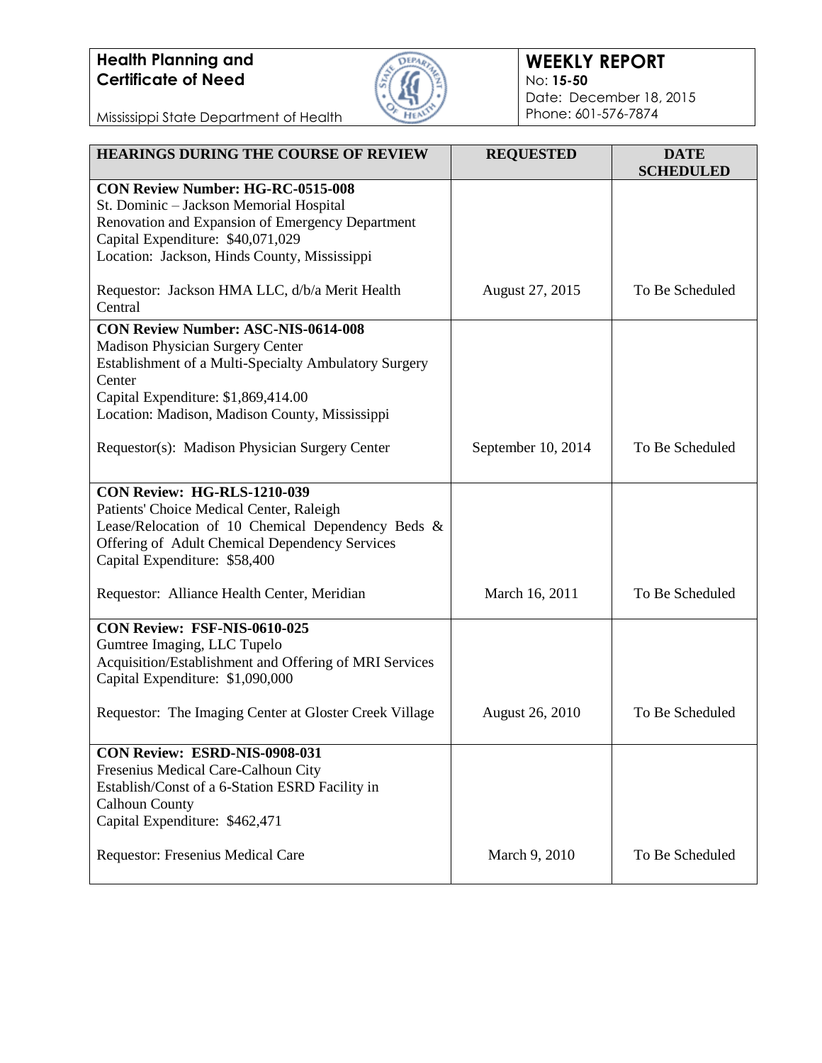**Health Planning and Certificate of Need**

Mississippi State Department of Health

# WEEKLY REPORT

No: **15-50**
Date: December 18, 2015
Phone: 601-576-7874

| HEARINGS DURING THE COURSE OF REVIEW | REQUESTED | DATE SCHEDULED |
|---|---|---|
| **CON Review Number: HG-RC-0515-008**<br>St. Dominic – Jackson Memorial Hospital<br>Renovation and Expansion of Emergency Department<br>Capital Expenditure: $40,071,029<br>Location: Jackson, Hinds County, Mississippi<br><br>Requestor: Jackson HMA LLC, d/b/a Merit Health Central | August 27, 2015 | To Be Scheduled |
| **CON Review Number: ASC-NIS-0614-008**<br>Madison Physician Surgery Center<br>Establishment of a Multi-Specialty Ambulatory Surgery Center<br>Capital Expenditure: $1,869,414.00<br>Location: Madison, Madison County, Mississippi<br><br>Requestor(s): Madison Physician Surgery Center | September 10, 2014 | To Be Scheduled |
| **CON Review: HG-RLS-1210-039**<br>Patients' Choice Medical Center, Raleigh<br>Lease/Relocation of 10 Chemical Dependency Beds & Offering of Adult Chemical Dependency Services<br>Capital Expenditure: $58,400<br><br>Requestor: Alliance Health Center, Meridian | March 16, 2011 | To Be Scheduled |
| **CON Review: FSF-NIS-0610-025**<br>Gumtree Imaging, LLC Tupelo<br>Acquisition/Establishment and Offering of MRI Services<br>Capital Expenditure: $1,090,000<br><br>Requestor: The Imaging Center at Gloster Creek Village | August 26, 2010 | To Be Scheduled |
| **CON Review: ESRD-NIS-0908-031**<br>Fresenius Medical Care-Calhoun City<br>Establish/Const of a 6-Station ESRD Facility in Calhoun County<br>Capital Expenditure: $462,471<br><br>Requestor: Fresenius Medical Care | March 9, 2010 | To Be Scheduled |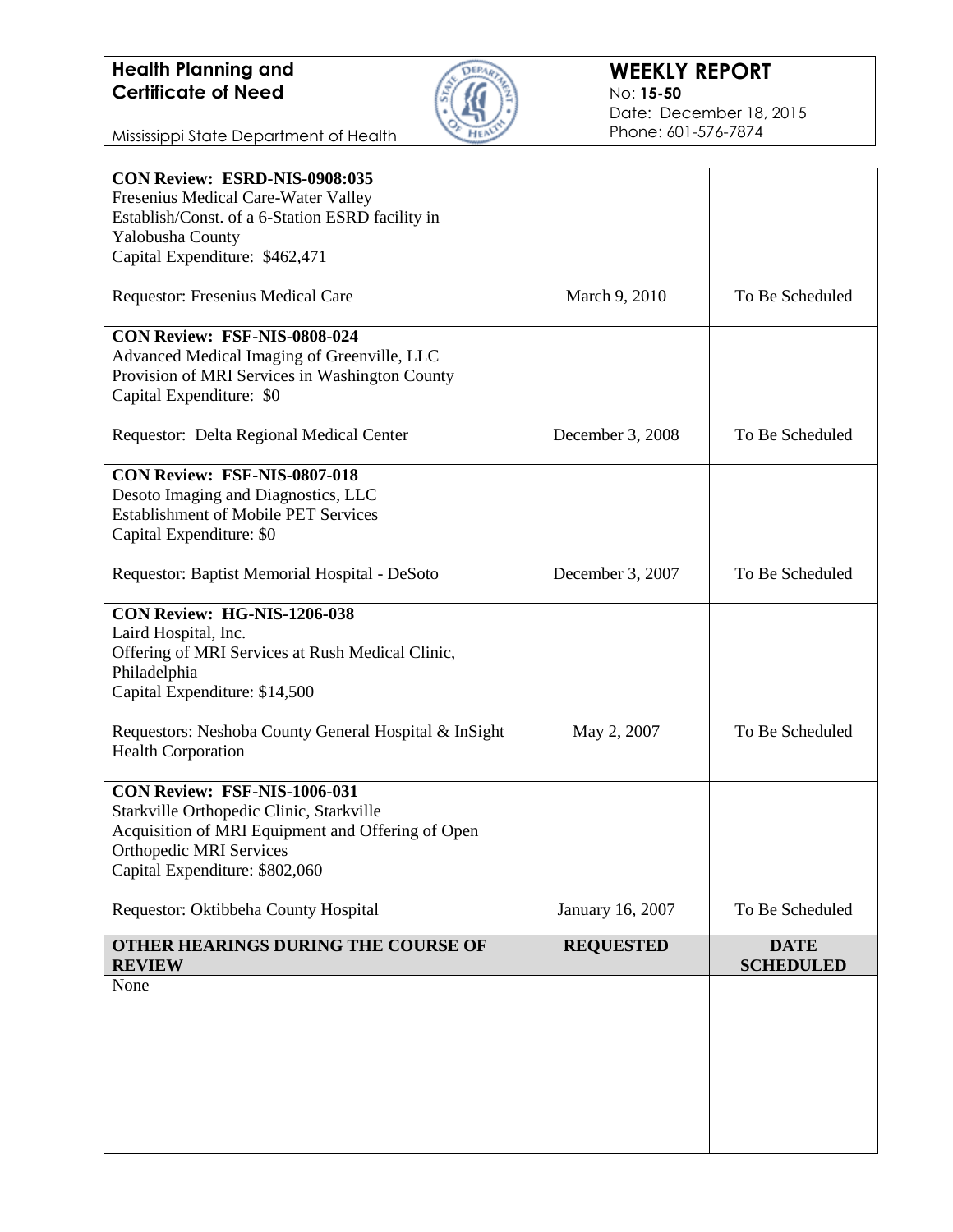| | | |
|---|---|---|
| **CON Review: ESRD-NIS-0908:035**<br>Fresenius Medical Care-Water Valley<br>Establish/Const. of a 6-Station ESRD facility in Yalobusha County<br>Capital Expenditure: $462,471<br><br>Requestor: Fresenius Medical Care | March 9, 2010 | To Be Scheduled |
| **CON Review: FSF-NIS-0808-024**<br>Advanced Medical Imaging of Greenville, LLC<br>Provision of MRI Services in Washington County<br>Capital Expenditure: $0<br><br>Requestor: Delta Regional Medical Center | December 3, 2008 | To Be Scheduled |
| **CON Review: FSF-NIS-0807-018**<br>Desoto Imaging and Diagnostics, LLC<br>Establishment of Mobile PET Services<br>Capital Expenditure: $0<br><br>Requestor: Baptist Memorial Hospital - DeSoto | December 3, 2007 | To Be Scheduled |
| **CON Review: HG-NIS-1206-038**<br>Laird Hospital, Inc.<br>Offering of MRI Services at Rush Medical Clinic, Philadelphia<br>Capital Expenditure: $14,500<br><br>Requestors: Neshoba County General Hospital & InSight Health Corporation | May 2, 2007 | To Be Scheduled |
| **CON Review: FSF-NIS-1006-031**<br>Starkville Orthopedic Clinic, Starkville<br>Acquisition of MRI Equipment and Offering of Open Orthopedic MRI Services<br>Capital Expenditure: $802,060<br><br>Requestor: Oktibbeha County Hospital | January 16, 2007 | To Be Scheduled |

| OTHER HEARINGS DURING THE COURSE OF REVIEW | REQUESTED | DATE SCHEDULED |
|---|---|---|
| None | | |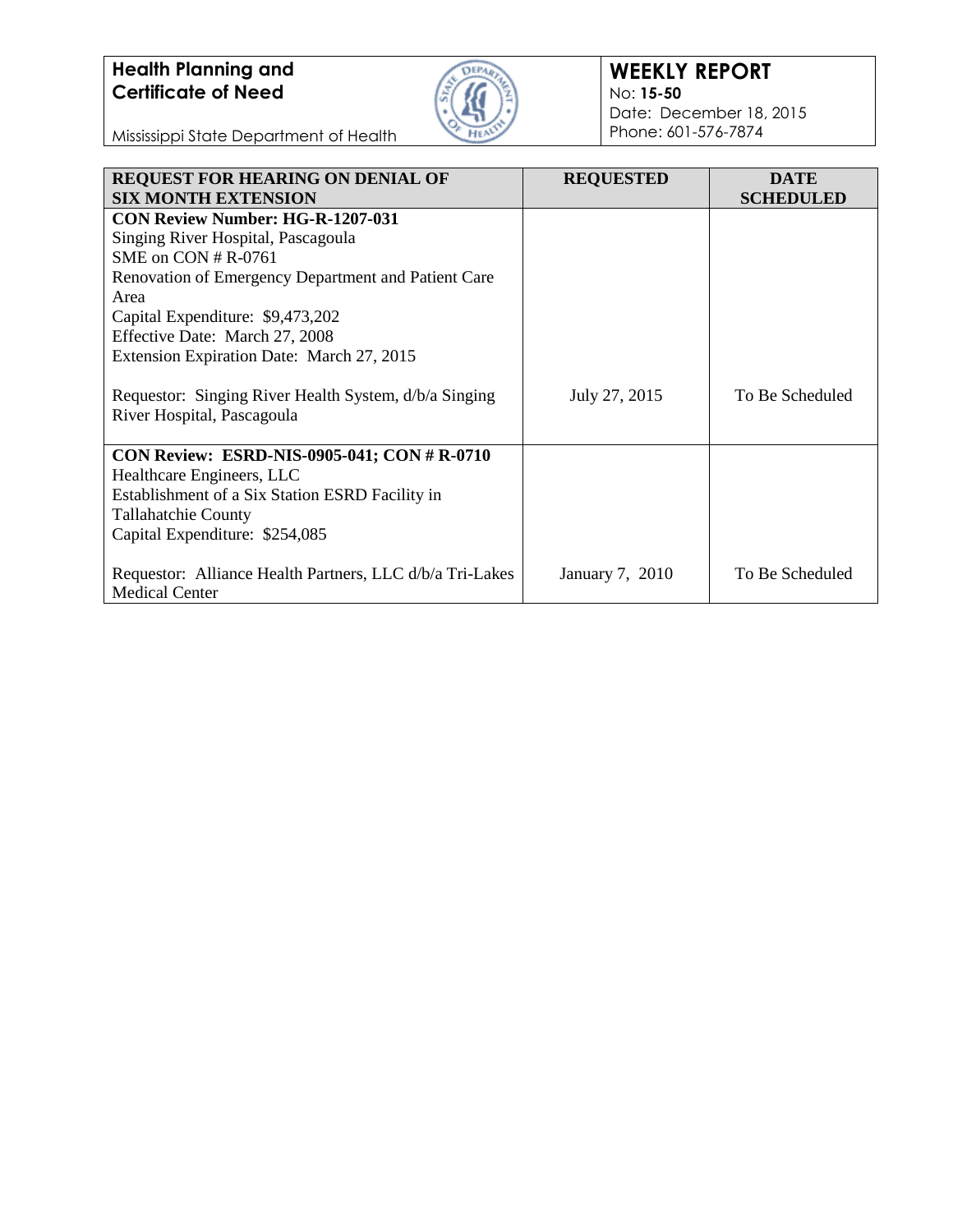| REQUEST FOR HEARING ON DENIAL OF SIX MONTH EXTENSION | REQUESTED | DATE SCHEDULED |
|---|---|---|
| **CON Review Number: HG-R-1207-031**<br>Singing River Hospital, Pascagoula<br>SME on CON # R-0761<br>Renovation of Emergency Department and Patient Care Area<br>Capital Expenditure: $9,473,202<br>Effective Date: March 27, 2008<br>Extension Expiration Date: March 27, 2015<br><br>Requestor: Singing River Health System, d/b/a Singing River Hospital, Pascagoula | July 27, 2015 | To Be Scheduled |
| **CON Review: ESRD-NIS-0905-041; CON # R-0710**<br>Healthcare Engineers, LLC<br>Establishment of a Six Station ESRD Facility in Tallahatchie County<br>Capital Expenditure: $254,085<br><br>Requestor: Alliance Health Partners, LLC d/b/a Tri-Lakes Medical Center | January 7, 2010 | To Be Scheduled |